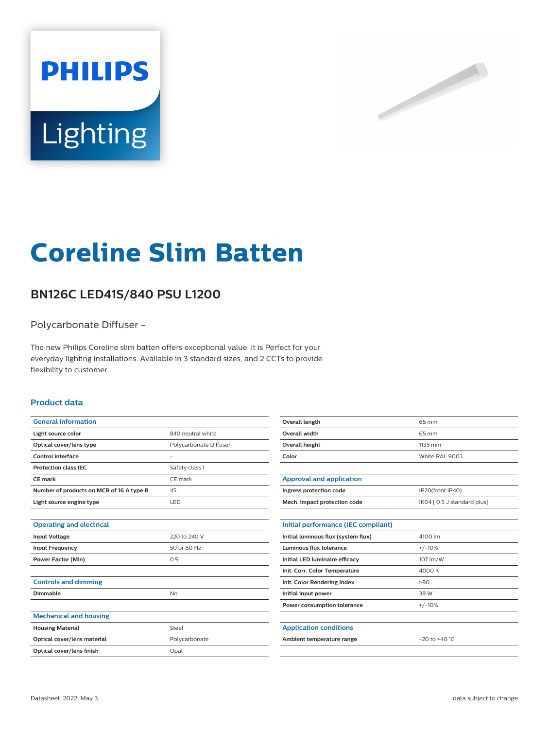# Coreline Slim Batten

## BN126C LED41S/840 PSU L1200

Polycarbonate Diffuser -

The new Philips Coreline slim batten offers exceptional value. It is Perfect for your everyday lighting installations. Available in 3 standard sizes, and 2 CCTs to provide flexibility to customer.

### Product data

| General information | |
|---|---|
| Light source color | 840 neutral white |
| Optical cover/lens type | Polycarbonate Diffuser |
| Control interface | - |
| Protection class IEC | Safety class I |
| CE mark | CE mark |
| Number of products on MCB of 16 A type B | 45 |
| Light source engine type | LED |

| Operating and electrical | |
|---|---|
| Input Voltage | 220 to 240 V |
| Input Frequency | 50 or 60 Hz |
| Power Factor (Min) | 0.9 |

| Controls and dimming | |
|---|---|
| Dimmable | No |

| Mechanical and housing | |
|---|---|
| Housing Material | Steel |
| Optical cover/lens material | Polycarbonate |
| Optical cover/lens finish | Opal |
| Overall length | 65 mm |
| Overall width | 65 mm |
| Overall height | 1135 mm |
| Color | White RAL 9003 |

| Approval and application | |
|---|---|
| Ingress protection code | IP20(front IP40) |
| Mech. impact protection code | IK04 [ 0.5 J standard plus] |

| Initial performance (IEC compliant) | |
|---|---|
| Initial luminous flux (system flux) | 4100 lm |
| Luminous flux tolerance | +/-10% |
| Initial LED luminaire efficacy | 107 lm/W |
| Init. Corr. Color Temperature | 4000 K |
| Init. Color Rendering Index | >80 |
| Initial input power | 38 W |
| Power consumption tolerance | +/-10% |

| Application conditions | |
|---|---|
| Ambient temperature range | -20 to +40 °C |

Datasheet, 2022, May 3 — data subject to change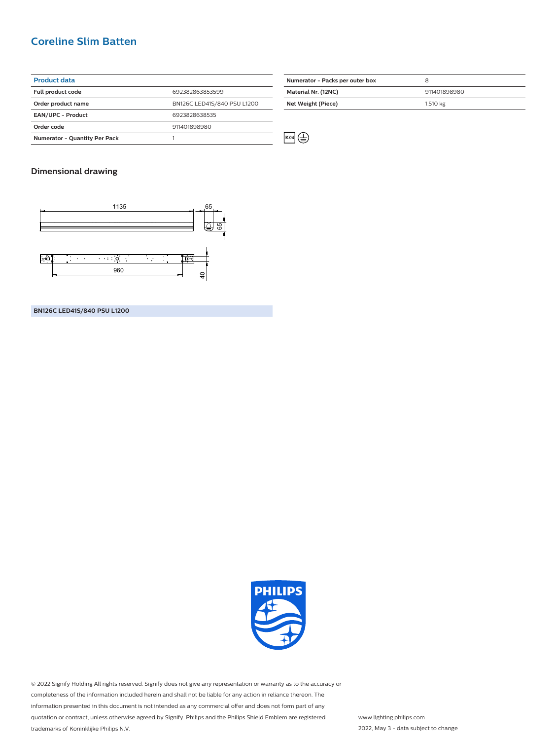## Coreline Slim Batten

| Product data | |
|---|---|
| Full product code | 692382863853599 |
| Order product name | BN126C LED41S/840 PSU L1200 |
| EAN/UPC - Product | 6923828638535 |
| Order code | 911401898980 |
| Numerator - Quantity Per Pack | 1 |

| | |
|---|---|
| Numerator - Packs per outer box | 8 |
| Material Nr. (12NC) | 911401898980 |
| Net Weight (Piece) | 1.510 kg |

IK04

### Dimensional drawing

1135
65
65
960
40

BN126C LED41S/840 PSU L1200

© 2022 Signify Holding All rights reserved. Signify does not give any representation or warranty as to the accuracy or completeness of the information included herein and shall not be liable for any action in reliance thereon. The information presented in this document is not intended as any commercial offer and does not form part of any quotation or contract, unless otherwise agreed by Signify. Philips and the Philips Shield Emblem are registered trademarks of Koninklijke Philips N.V.

www.lighting.philips.com

2022, May 3 - data subject to change